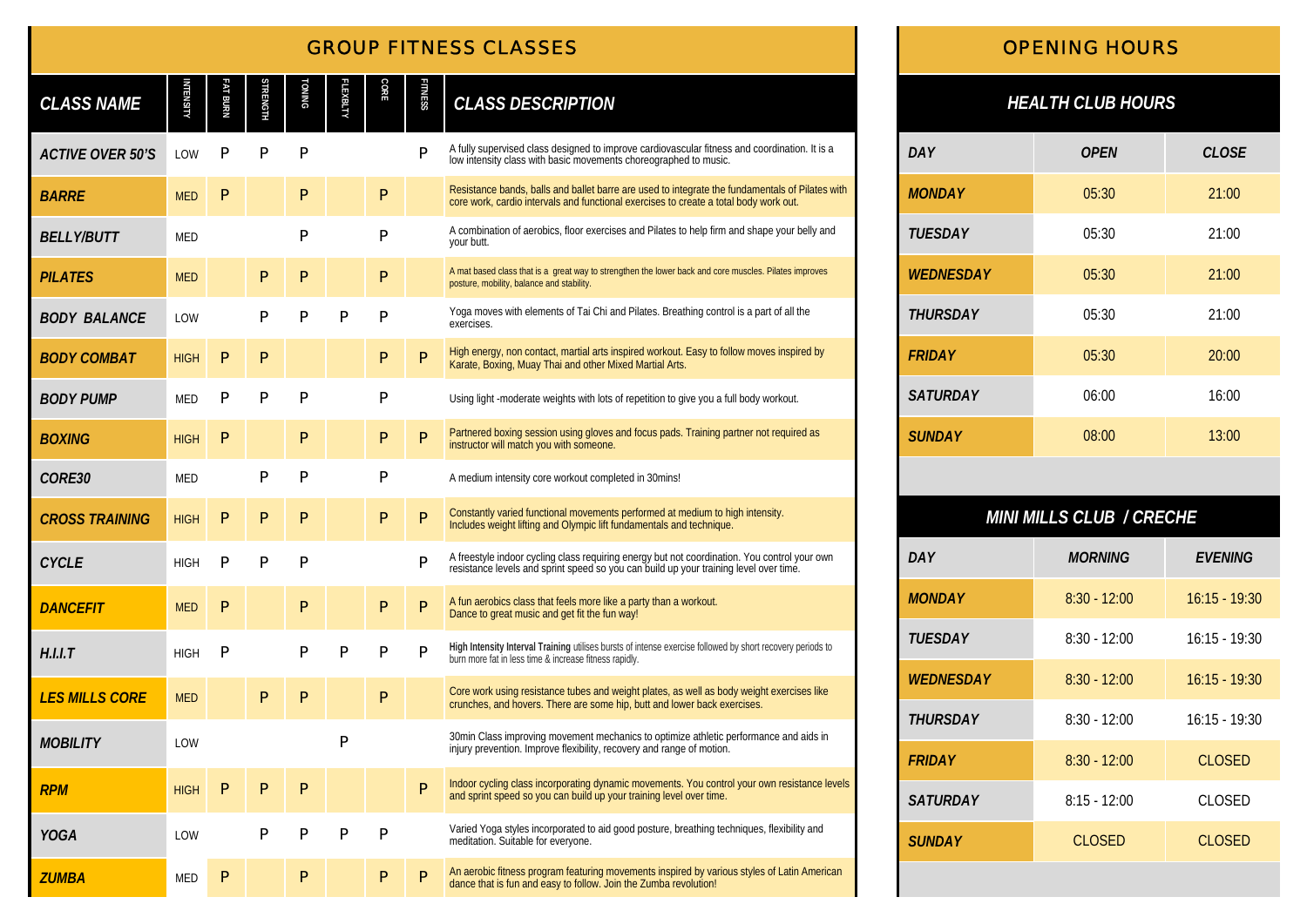## GROUP FITNESS CLASSES

| CLASS NAME | INTENSITY | FAT BURN | STRENGTH | TONING | FLEXIBLITY | CORE | FITNESS | CLASS DESCRIPTION |
|---|---|---|---|---|---|---|---|---|
| ACTIVE OVER 50'S | LOW | P | P | P | | | P | A fully supervised class designed to improve cardiovascular fitness and coordination. It is a low intensity class with basic movements choreographed to music. |
| BARRE | MED | P | | P | | P | | Resistance bands, balls and ballet barre are used to integrate the fundamentals of Pilates with core work, cardio intervals and functional exercises to create a total body work out. |
| BELLY/BUTT | MED | | | P | | P | | A combination of aerobics, floor exercises and Pilates to help firm and shape your belly and your butt. |
| PILATES | MED | | P | P | | P | | A mat based class that is a great way to strengthen the lower back and core muscles. Pilates improves posture, mobility, balance and stability. |
| BODY BALANCE | LOW | | P | P | P | P | | Yoga moves with elements of Tai Chi and Pilates. Breathing control is a part of all the exercises. |
| BODY COMBAT | HIGH | P | P | | | P | P | High energy, non contact, martial arts inspired workout. Easy to follow moves inspired by Karate, Boxing, Muay Thai and other Mixed Martial Arts. |
| BODY PUMP | MED | P | P | P | | P | | Using light -moderate weights with lots of repetition to give you a full body workout. |
| BOXING | HIGH | P | | P | | P | P | Partnered boxing session using gloves and focus pads. Training partner not required as instructor will match you with someone. |
| CORE30 | MED | | P | P | | P | | A medium intensity core workout completed in 30mins! |
| CROSS TRAINING | HIGH | P | P | P | | P | P | Constantly varied functional movements performed at medium to high intensity. Includes weight lifting and Olympic lift fundamentals and technique. |
| CYCLE | HIGH | P | P | P | | | P | A freestyle indoor cycling class requiring energy but not coordination. You control your own resistance levels and sprint speed so you can build up your training level over time. |
| DANCEFIT | MED | P | | P | | P | P | A fun aerobics class that feels more like a party than a workout. Dance to great music and get fit the fun way! |
| H.I.I.T | HIGH | P | | P | P | P | P | **High Intensity Interval Training** utilises bursts of intense exercise followed by short recovery periods to burn more fat in less time & increase fitness rapidly. |
| LES MILLS CORE | MED | | P | P | | P | | Core work using resistance tubes and weight plates, as well as body weight exercises like crunches, and hovers. There are some hip, butt and lower back exercises. |
| MOBILITY | LOW | | | | P | | | 30min Class improving movement mechanics to optimize athletic performance and aids in injury prevention. Improve flexibility, recovery and range of motion. |
| RPM | HIGH | P | P | P | | | P | Indoor cycling class incorporating dynamic movements. You control your own resistance levels and sprint speed so you can build up your training level over time. |
| YOGA | LOW | | P | P | P | P | | Varied Yoga styles incorporated to aid good posture, breathing techniques, flexibility and meditation. Suitable for everyone. |
| ZUMBA | MED | P | | P | | P | P | An aerobic fitness program featuring movements inspired by various styles of Latin American dance that is fun and easy to follow. Join the Zumba revolution! |

## OPENING HOURS

### HEALTH CLUB HOURS

| DAY | OPEN | CLOSE |
|---|---|---|
| MONDAY | 05:30 | 21:00 |
| TUESDAY | 05:30 | 21:00 |
| WEDNESDAY | 05:30 | 21:00 |
| THURSDAY | 05:30 | 21:00 |
| FRIDAY | 05:30 | 20:00 |
| SATURDAY | 06:00 | 16:00 |
| SUNDAY | 08:00 | 13:00 |

### MINI MILLS CLUB / CRECHE

| DAY | MORNING | EVENING |
|---|---|---|
| MONDAY | 8:30 - 12:00 | 16:15 - 19:30 |
| TUESDAY | 8:30 - 12:00 | 16:15 - 19:30 |
| WEDNESDAY | 8:30 - 12:00 | 16:15 - 19:30 |
| THURSDAY | 8:30 - 12:00 | 16:15 - 19:30 |
| FRIDAY | 8:30 - 12:00 | CLOSED |
| SATURDAY | 8:15 - 12:00 | CLOSED |
| SUNDAY | CLOSED | CLOSED |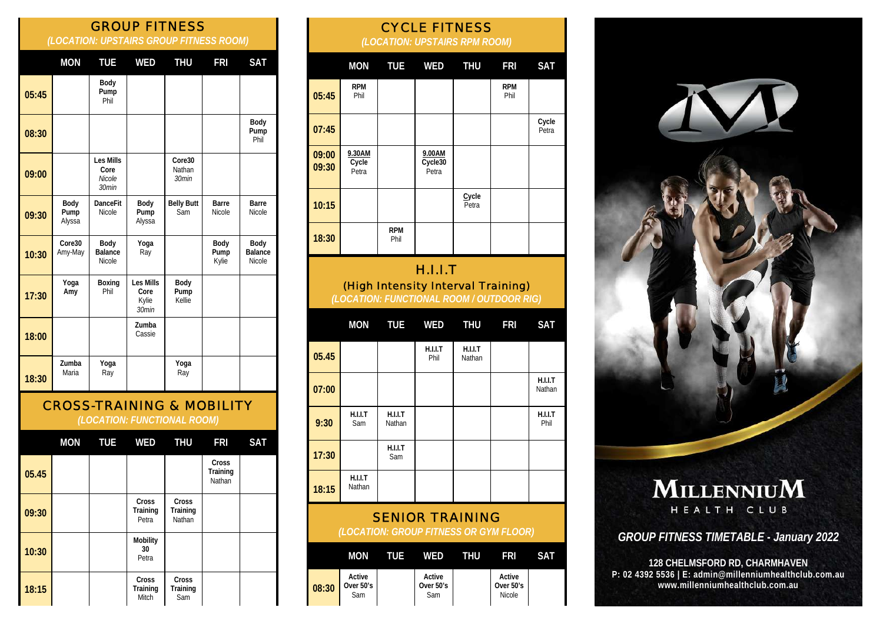## GROUP FITNESS

*(LOCATION: UPSTAIRS GROUP FITNESS ROOM)*

| | MON | TUE | WED | THU | FRI | SAT |
|---|---|---|---|---|---|---|
| 05:45 | | **Body Pump** Phil | | | | |
| 08:30 | | | | | | **Body Pump** Phil |
| 09:00 | | **Les Mills Core** *Nicole 30min* | | **Core30** Nathan *30min* | | |
| 09:30 | **Body Pump** Alyssa | **DanceFit** Nicole | **Body Pump** Alyssa | **Belly Butt** Sam | **Barre** Nicole | **Barre** Nicole |
| 10:30 | **Core30** Amy-May | **Body Balance** Nicole | **Yoga** Ray | | **Body Pump** Kylie | **Body Balance** Nicole |
| 17:30 | **Yoga** Amy | **Boxing** Phil | **Les Mills Core** Kylie *30min* | **Body Pump** Kellie | | |
| 18:00 | | | **Zumba** Cassie | | | |
| 18:30 | **Zumba** Maria | **Yoga** Ray | | **Yoga** Ray | | |

## CROSS-TRAINING & MOBILITY

*(LOCATION: FUNCTIONAL ROOM)*

| | MON | TUE | WED | THU | FRI | SAT |
|---|---|---|---|---|---|---|
| 05.45 | | | | | **Cross Training** Nathan | |
| 09:30 | | | **Cross Training** Petra | **Cross Training** Nathan | | |
| 10:30 | | | **Mobility 30** Petra | | | |
| 18:15 | | | **Cross Training** Mitch | **Cross Training** Sam | | |

## CYCLE FITNESS

*(LOCATION: UPSTAIRS RPM ROOM)*

| | MON | TUE | WED | THU | FRI | SAT |
|---|---|---|---|---|---|---|
| 05:45 | **RPM** Phil | | | | **RPM** Phil | |
| 07:45 | | | | | | **Cycle** Petra |
| 09:00 09:30 | **9.30AM Cycle** Petra | | **9.00AM Cycle30** Petra | | | |
| 10:15 | | | | **Cycle** Petra | | |
| 18:30 | | **RPM** Phil | | | | |

## H.I.I.T

### (High Intensity Interval Training)

*(LOCATION: FUNCTIONAL ROOM / OUTDOOR RIG)*

| | MON | TUE | WED | THU | FRI | SAT |
|---|---|---|---|---|---|---|
| 05.45 | | | **H.I.I.T** Phil | **H.I.I.T** Nathan | | |
| 07:00 | | | | | | **H.I.I.T** Nathan |
| 9:30 | **H.I.I.T** Sam | **H.I.I.T** Nathan | | | | **H.I.I.T** Phil |
| 17:30 | | **H.I.I.T** Sam | | | | |
| 18:15 | **H.I.I.T** Nathan | | | | | |

## SENIOR TRAINING

*(LOCATION: GROUP FITNESS OR GYM FLOOR)*

| | MON | TUE | WED | THU | FRI | SAT |
|---|---|---|---|---|---|---|
| 08:30 | **Active Over 50's** Sam | | **Active Over 50's** Sam | | **Active Over 50's** Nicole | |

# MILLENNIUM
HEALTH CLUB

*GROUP FITNESS TIMETABLE - January 2022*

**128 CHELMSFORD RD, CHARMHAVEN**
**P: 02 4392 5536 | E: admin@millenniumhealthclub.com.au**
**www.millenniumhealthclub.com.au**